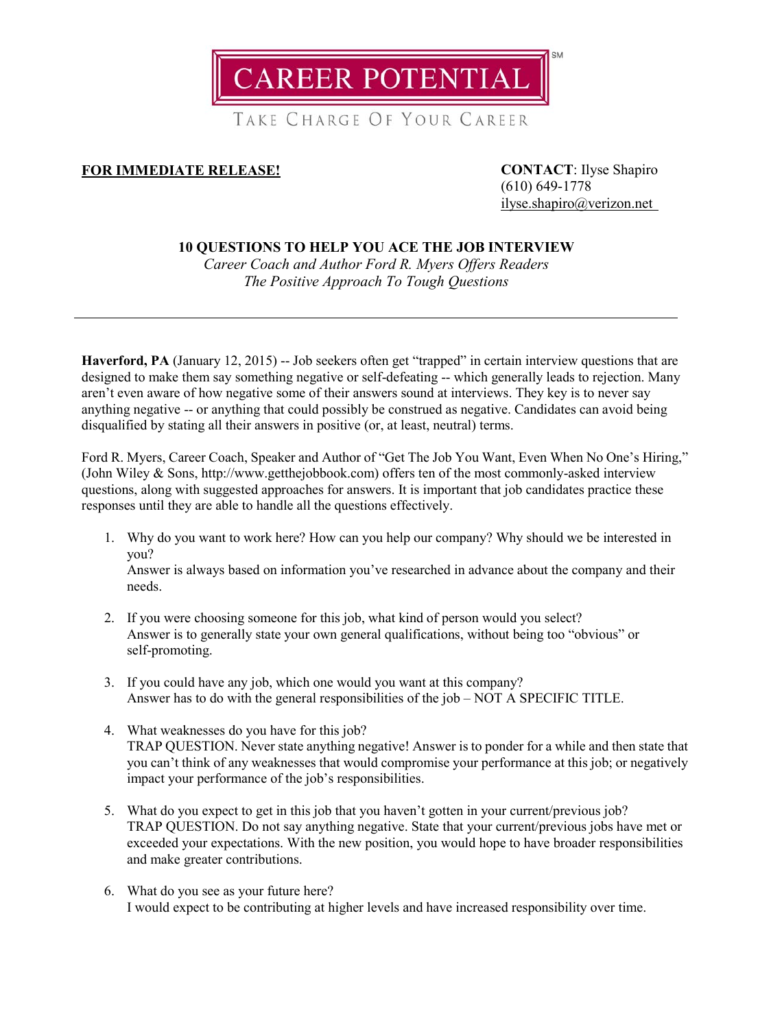# CAREER POTENTIAL

TAKE CHARGE OF YOUR CAREER

**FOR IMMEDIATE RELEASE!**

**CONTACT**: Ilyse Shapiro
(610) 649-1778
ilyse.shapiro@verizon.net

## 10 QUESTIONS TO HELP YOU ACE THE JOB INTERVIEW

*Career Coach and Author Ford R. Myers Offers Readers*
*The Positive Approach To Tough Questions*

---

**Haverford, PA** (January 12, 2015) -- Job seekers often get "trapped" in certain interview questions that are designed to make them say something negative or self-defeating -- which generally leads to rejection. Many aren't even aware of how negative some of their answers sound at interviews. They key is to never say anything negative -- or anything that could possibly be construed as negative. Candidates can avoid being disqualified by stating all their answers in positive (or, at least, neutral) terms.

Ford R. Myers, Career Coach, Speaker and Author of "Get The Job You Want, Even When No One's Hiring," (John Wiley & Sons, http://www.getthejobbook.com) offers ten of the most commonly-asked interview questions, along with suggested approaches for answers. It is important that job candidates practice these responses until they are able to handle all the questions effectively.

1. Why do you want to work here? How can you help our company? Why should we be interested in you?
   Answer is always based on information you've researched in advance about the company and their needs.

2. If you were choosing someone for this job, what kind of person would you select?
   Answer is to generally state your own general qualifications, without being too "obvious" or self-promoting.

3. If you could have any job, which one would you want at this company?
   Answer has to do with the general responsibilities of the job – NOT A SPECIFIC TITLE.

4. What weaknesses do you have for this job?
   TRAP QUESTION. Never state anything negative! Answer is to ponder for a while and then state that you can't think of any weaknesses that would compromise your performance at this job; or negatively impact your performance of the job's responsibilities.

5. What do you expect to get in this job that you haven't gotten in your current/previous job?
   TRAP QUESTION. Do not say anything negative. State that your current/previous jobs have met or exceeded your expectations. With the new position, you would hope to have broader responsibilities and make greater contributions.

6. What do you see as your future here?
   I would expect to be contributing at higher levels and have increased responsibility over time.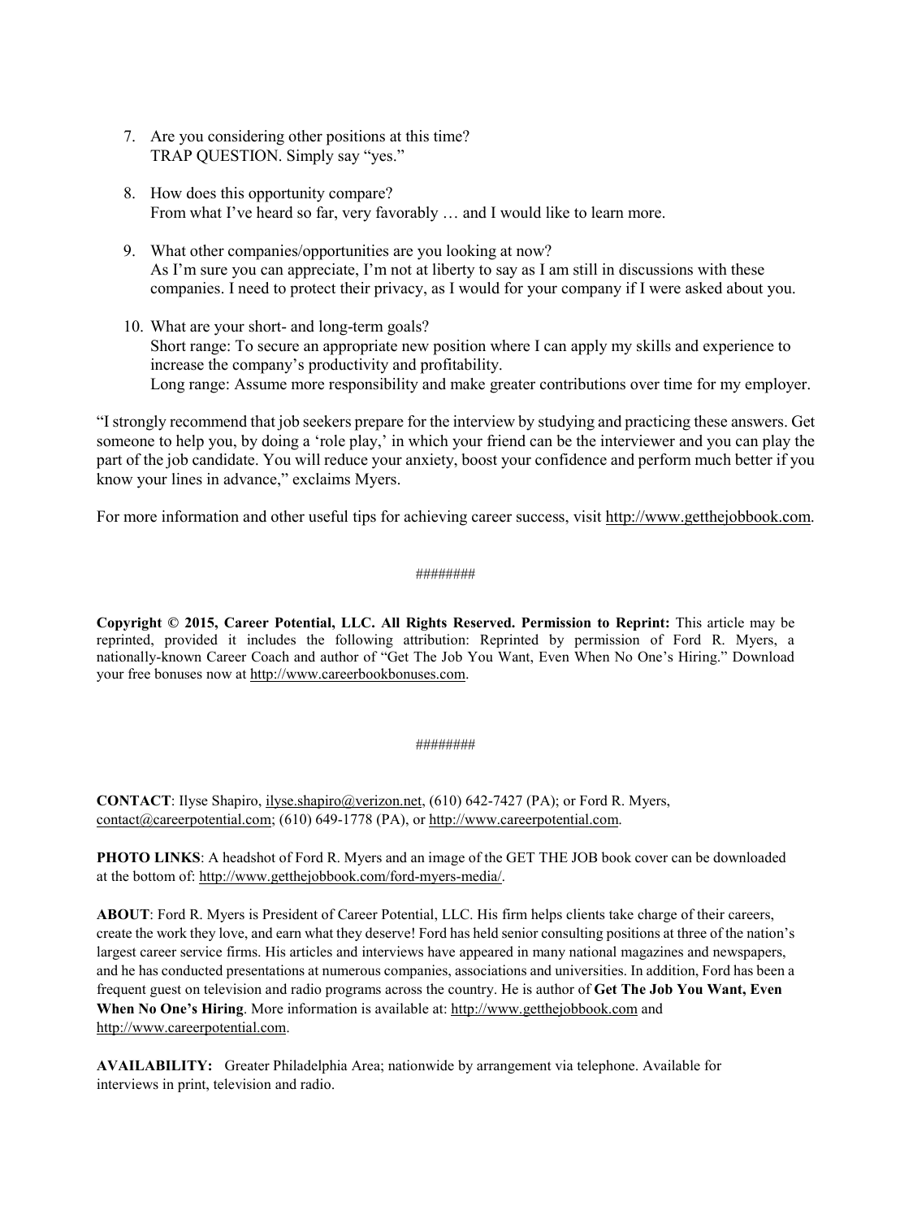7. Are you considering other positions at this time?
   TRAP QUESTION. Simply say "yes."

8. How does this opportunity compare?
   From what I've heard so far, very favorably … and I would like to learn more.

9. What other companies/opportunities are you looking at now?
   As I'm sure you can appreciate, I'm not at liberty to say as I am still in discussions with these companies. I need to protect their privacy, as I would for your company if I were asked about you.

10. What are your short- and long-term goals?
    Short range: To secure an appropriate new position where I can apply my skills and experience to increase the company's productivity and profitability.
    Long range: Assume more responsibility and make greater contributions over time for my employer.

"I strongly recommend that job seekers prepare for the interview by studying and practicing these answers. Get someone to help you, by doing a 'role play,' in which your friend can be the interviewer and you can play the part of the job candidate. You will reduce your anxiety, boost your confidence and perform much better if you know your lines in advance," exclaims Myers.

For more information and other useful tips for achieving career success, visit http://www.getthejobbook.com.

########

**Copyright © 2015, Career Potential, LLC. All Rights Reserved. Permission to Reprint:** This article may be reprinted, provided it includes the following attribution: Reprinted by permission of Ford R. Myers, a nationally-known Career Coach and author of "Get The Job You Want, Even When No One's Hiring." Download your free bonuses now at http://www.careerbookbonuses.com.

########

**CONTACT**: Ilyse Shapiro, ilyse.shapiro@verizon.net, (610) 642-7427 (PA); or Ford R. Myers, contact@careerpotential.com; (610) 649-1778 (PA), or http://www.careerpotential.com.

**PHOTO LINKS**: A headshot of Ford R. Myers and an image of the GET THE JOB book cover can be downloaded at the bottom of: http://www.getthejobbook.com/ford-myers-media/.

**ABOUT**: Ford R. Myers is President of Career Potential, LLC. His firm helps clients take charge of their careers, create the work they love, and earn what they deserve! Ford has held senior consulting positions at three of the nation's largest career service firms. His articles and interviews have appeared in many national magazines and newspapers, and he has conducted presentations at numerous companies, associations and universities. In addition, Ford has been a frequent guest on television and radio programs across the country. He is author of **Get The Job You Want, Even When No One's Hiring**. More information is available at: http://www.getthejobbook.com and http://www.careerpotential.com.

**AVAILABILITY:** Greater Philadelphia Area; nationwide by arrangement via telephone. Available for interviews in print, television and radio.